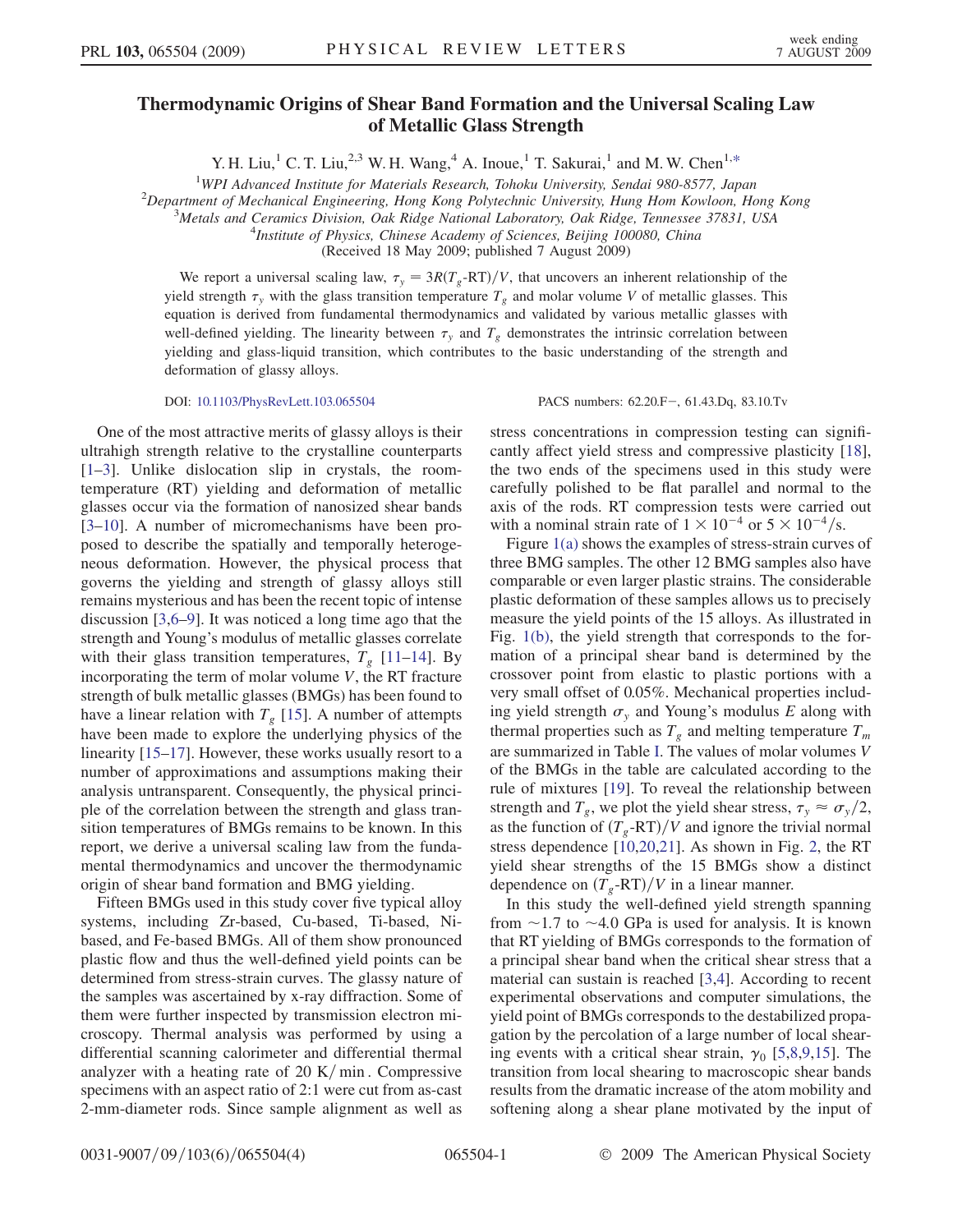# Thermodynamic Origins of Shear Band Formation and the Universal Scaling Law of Metallic Glass Strength

Y. H. Liu,[1] C. T. Liu,[2,3] W. H. Wang,[4] A. Inoue,[1] T. Sakurai,[1] and M. W. Chen[1,*]

[1]WPI Advanced Institute for Materials Research, Tohoku University, Sendai 980-8577, Japan
[2]Department of Mechanical Engineering, Hong Kong Polytechnic University, Hung Hom Kowloon, Hong Kong
[3]Metals and Ceramics Division, Oak Ridge National Laboratory, Oak Ridge, Tennessee 37831, USA
[4]Institute of Physics, Chinese Academy of Sciences, Beijing 100080, China

(Received 18 May 2009; published 7 August 2009)

We report a universal scaling law, $\tau_y = 3R(T_g\text{-RT})/V$, that uncovers an inherent relationship of the yield strength $\tau_y$ with the glass transition temperature $T_g$ and molar volume $V$ of metallic glasses. This equation is derived from fundamental thermodynamics and validated by various metallic glasses with well-defined yielding. The linearity between $\tau_y$ and $T_g$ demonstrates the intrinsic correlation between yielding and glass-liquid transition, which contributes to the basic understanding of the strength and deformation of glassy alloys.

DOI: 10.1103/PhysRevLett.103.065504 PACS numbers: 62.20.F−, 61.43.Dq, 83.10.Tv

One of the most attractive merits of glassy alloys is their ultrahigh strength relative to the crystalline counterparts [1–3]. Unlike dislocation slip in crystals, the room-temperature (RT) yielding and deformation of metallic glasses occur via the formation of nanosized shear bands [3–10]. A number of micromechanisms have been proposed to describe the spatially and temporally heterogeneous deformation. However, the physical process that governs the yielding and strength of glassy alloys still remains mysterious and has been the recent topic of intense discussion [3,6–9]. It was noticed a long time ago that the strength and Young's modulus of metallic glasses correlate with their glass transition temperatures, $T_g$ [11–14]. By incorporating the term of molar volume $V$, the RT fracture strength of bulk metallic glasses (BMGs) has been found to have a linear relation with $T_g$ [15]. A number of attempts have been made to explore the underlying physics of the linearity [15–17]. However, these works usually resort to a number of approximations and assumptions making their analysis untransparent. Consequently, the physical principle of the correlation between the strength and glass transition temperatures of BMGs remains to be known. In this report, we derive a universal scaling law from the fundamental thermodynamics and uncover the thermodynamic origin of shear band formation and BMG yielding.

Fifteen BMGs used in this study cover five typical alloy systems, including Zr-based, Cu-based, Ti-based, Ni-based, and Fe-based BMGs. All of them show pronounced plastic flow and thus the well-defined yield points can be determined from stress-strain curves. The glassy nature of the samples was ascertained by x-ray diffraction. Some of them were further inspected by transmission electron microscopy. Thermal analysis was performed by using a differential scanning calorimeter and differential thermal analyzer with a heating rate of 20 K/min. Compressive specimens with an aspect ratio of 2:1 were cut from as-cast 2-mm-diameter rods. Since sample alignment as well as stress concentrations in compression testing can significantly affect yield stress and compressive plasticity [18], the two ends of the specimens used in this study were carefully polished to be flat parallel and normal to the axis of the rods. RT compression tests were carried out with a nominal strain rate of $1 \times 10^{-4}$ or $5 \times 10^{-4}$/s.

Figure 1(a) shows the examples of stress-strain curves of three BMG samples. The other 12 BMG samples also have comparable or even larger plastic strains. The considerable plastic deformation of these samples allows us to precisely measure the yield points of the 15 alloys. As illustrated in Fig. 1(b), the yield strength that corresponds to the formation of a principal shear band is determined by the crossover point from elastic to plastic portions with a very small offset of 0.05%. Mechanical properties including yield strength $\sigma_y$ and Young's modulus $E$ along with thermal properties such as $T_g$ and melting temperature $T_m$ are summarized in Table I. The values of molar volumes $V$ of the BMGs in the table are calculated according to the rule of mixtures [19]. To reveal the relationship between strength and $T_g$, we plot the yield shear stress, $\tau_y \approx \sigma_y/2$, as the function of $(T_g\text{-RT})/V$ and ignore the trivial normal stress dependence [10,20,21]. As shown in Fig. 2, the RT yield shear strengths of the 15 BMGs show a distinct dependence on $(T_g\text{-RT})/V$ in a linear manner.

In this study the well-defined yield strength spanning from ~1.7 to ~4.0 GPa is used for analysis. It is known that RT yielding of BMGs corresponds to the formation of a principal shear band when the critical shear stress that a material can sustain is reached [3,4]. According to recent experimental observations and computer simulations, the yield point of BMGs corresponds to the destabilized propagation by the percolation of a large number of local shearing events with a critical shear strain, $\gamma_0$ [5,8,9,15]. The transition from local shearing to macroscopic shear bands results from the dramatic increase of the atom mobility and softening along a shear plane motivated by the input of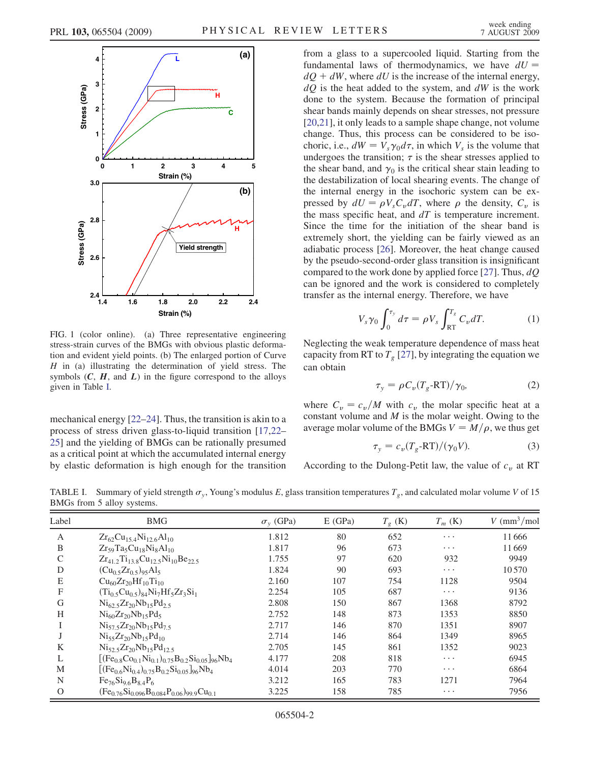FIG. 1 (color online). (a) Three representative engineering stress-strain curves of the BMGs with obvious plastic deformation and evident yield points. (b) The enlarged portion of Curve $H$ in (a) illustrating the determination of yield stress. The symbols (***C***, ***H***, and ***L***) in the figure correspond to the alloys given in Table I.

mechanical energy [22–24]. Thus, the transition is akin to a process of stress driven glass-to-liquid transition [17,22–25] and the yielding of BMGs can be rationally presumed as a critical point at which the accumulated internal energy by elastic deformation is high enough for the transition from a glass to a supercooled liquid. Starting from the fundamental laws of thermodynamics, we have $dU = dQ + dW$, where $dU$ is the increase of the internal energy, $dQ$ is the heat added to the system, and $dW$ is the work done to the system. Because the formation of principal shear bands mainly depends on shear stresses, not pressure [20,21], it only leads to a sample shape change, not volume change. Thus, this process can be considered to be isochoric, i.e., $dW = V_s\gamma_0 d\tau$, in which $V_s$ is the volume that undergoes the transition; $\tau$ is the shear stresses applied to the shear band, and $\gamma_0$ is the critical shear stain leading to the destabilization of local shearing events. The change of the internal energy in the isochoric system can be expressed by $dU = \rho V_s C_v dT$, where $\rho$ the density, $C_v$ is the mass specific heat, and $dT$ is temperature increment. Since the time for the initiation of the shear band is extremely short, the yielding can be fairly viewed as an adiabatic process [26]. Moreover, the heat change caused by the pseudo-second-order glass transition is insignificant compared to the work done by applied force [27]. Thus, $dQ$ can be ignored and the work is considered to completely transfer as the internal energy. Therefore, we have

$$V_s\gamma_0 \int_0^{\tau_y} d\tau = \rho V_s \int_{\mathrm{RT}}^{T_g} C_v dT. \quad (1)$$

Neglecting the weak temperature dependence of mass heat capacity from RT to $T_g$ [27], by integrating the equation we can obtain

$$\tau_y = \rho C_v(T_g\text{-RT})/\gamma_0, \quad (2)$$

where $C_v = c_v/M$ with $c_v$ the molar specific heat at a constant volume and $M$ is the molar weight. Owing to the average molar volume of the BMGs $V = M/\rho$, we thus get

$$\tau_y = c_v(T_g\text{-RT})/(\gamma_0 V). \quad (3)$$

According to the Dulong-Petit law, the value of $c_v$ at RT

TABLE I. Summary of yield strength $\sigma_y$, Young's modulus $E$, glass transition temperatures $T_g$, and calculated molar volume $V$ of 15 BMGs from 5 alloy systems.

| Label | BMG | $\sigma_y$ (GPa) | E (GPa) | $T_g$ (K) | $T_m$ (K) | $V$ (mm$^3$/mol |
|---|---|---|---|---|---|---|
| A | $Zr_{62}Cu_{15.4}Ni_{12.6}Al_{10}$ | 1.812 | 80 | 652 | ⋯ | 11 666 |
| B | $Zr_{59}Ta_5Cu_{18}Ni_8Al_{10}$ | 1.817 | 96 | 673 | ⋯ | 11 669 |
| C | $Zr_{41.2}Ti_{13.8}Cu_{12.5}Ni_{10}Be_{22.5}$ | 1.755 | 97 | 620 | 932 | 9949 |
| D | $(Cu_{0.5}Zr_{0.5})_{95}Al_5$ | 1.824 | 90 | 693 | ⋯ | 10 570 |
| E | $Cu_{60}Zr_{20}Hf_{10}Ti_{10}$ | 2.160 | 107 | 754 | 1128 | 9504 |
| F | $(Ti_{0.5}Cu_{0.5})_{84}Ni_7Hf_5Zr_3Si_1$ | 2.254 | 105 | 687 | ⋯ | 9136 |
| G | $Ni_{62.5}Zr_{20}Nb_{15}Pd_{2.5}$ | 2.808 | 150 | 867 | 1368 | 8792 |
| H | $Ni_{60}Zr_{20}Nb_{15}Pd_5$ | 2.752 | 148 | 873 | 1353 | 8850 |
| I | $Ni_{57.5}Zr_{20}Nb_{15}Pd_{7.5}$ | 2.717 | 146 | 870 | 1351 | 8907 |
| J | $Ni_{55}Zr_{20}Nb_{15}Pd_{10}$ | 2.714 | 146 | 864 | 1349 | 8965 |
| K | $Ni_{52.5}Zr_{20}Nb_{15}Pd_{12.5}$ | 2.705 | 145 | 861 | 1352 | 9023 |
| L | $[(Fe_{0.8}Co_{0.1}Ni_{0.1})_{0.75}B_{0.2}Si_{0.05}]_{96}Nb_4$ | 4.177 | 208 | 818 | ⋯ | 6945 |
| M | $[(Fe_{0.6}Ni_{0.4})_{0.75}B_{0.2}Si_{0.05}]_{96}Nb_4$ | 4.014 | 203 | 770 | ⋯ | 6864 |
| N | $Fe_{76}Si_{9.6}B_{8.4}P_6$ | 3.212 | 165 | 783 | 1271 | 7964 |
| O | $(Fe_{0.76}Si_{0.096}B_{0.084}P_{0.06})_{99.9}Cu_{0.1}$ | 3.225 | 158 | 785 | ⋯ | 7956 |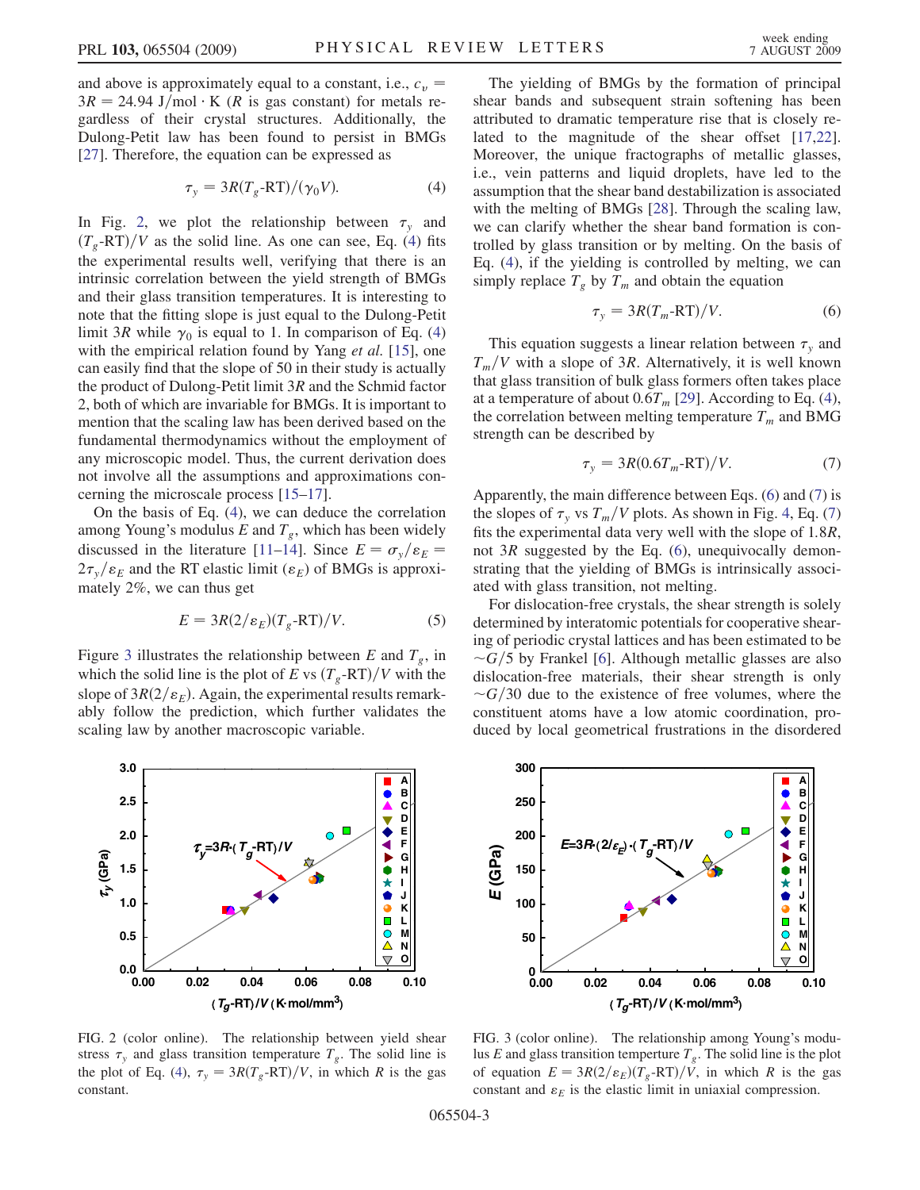and above is approximately equal to a constant, i.e., $c_v = 3R = 24.94$ J/mol · K ($R$ is gas constant) for metals regardless of their crystal structures. Additionally, the Dulong-Petit law has been found to persist in BMGs [27]. Therefore, the equation can be expressed as

$$\tau_y = 3R(T_g\text{-RT})/(\gamma_0 V). \tag{4}$$

In Fig. 2, we plot the relationship between $\tau_y$ and $(T_g\text{-RT})/V$ as the solid line. As one can see, Eq. (4) fits the experimental results well, verifying that there is an intrinsic correlation between the yield strength of BMGs and their glass transition temperatures. It is interesting to note that the fitting slope is just equal to the Dulong-Petit limit $3R$ while $\gamma_0$ is equal to 1. In comparison of Eq. (4) with the empirical relation found by Yang *et al.* [15], one can easily find that the slope of 50 in their study is actually the product of Dulong-Petit limit $3R$ and the Schmid factor 2, both of which are invariable for BMGs. It is important to mention that the scaling law has been derived based on the fundamental thermodynamics without the employment of any microscopic model. Thus, the current derivation does not involve all the assumptions and approximations concerning the microscale process [15–17].

On the basis of Eq. (4), we can deduce the correlation among Young's modulus $E$ and $T_g$, which has been widely discussed in the literature [11–14]. Since $E = \sigma_y/\varepsilon_E = 2\tau_y/\varepsilon_E$ and the RT elastic limit ($\varepsilon_E$) of BMGs is approximately 2%, we can thus get

$$E = 3R(2/\varepsilon_E)(T_g\text{-RT})/V. \tag{5}$$

Figure 3 illustrates the relationship between $E$ and $T_g$, in which the solid line is the plot of $E$ vs $(T_g\text{-RT})/V$ with the slope of $3R(2/\varepsilon_E)$. Again, the experimental results remarkably follow the prediction, which further validates the scaling law by another macroscopic variable.

The yielding of BMGs by the formation of principal shear bands and subsequent strain softening has been attributed to dramatic temperature rise that is closely related to the magnitude of the shear offset [17,22]. Moreover, the unique fractographs of metallic glasses, i.e., vein patterns and liquid droplets, have led to the assumption that the shear band destabilization is associated with the melting of BMGs [28]. Through the scaling law, we can clarify whether the shear band formation is controlled by glass transition or by melting. On the basis of Eq. (4), if the yielding is controlled by melting, we can simply replace $T_g$ by $T_m$ and obtain the equation

$$\tau_y = 3R(T_m\text{-RT})/V. \tag{6}$$

This equation suggests a linear relation between $\tau_y$ and $T_m/V$ with a slope of $3R$. Alternatively, it is well known that glass transition of bulk glass formers often takes place at a temperature of about $0.6T_m$ [29]. According to Eq. (4), the correlation between melting temperature $T_m$ and BMG strength can be described by

$$\tau_y = 3R(0.6T_m\text{-RT})/V. \tag{7}$$

Apparently, the main difference between Eqs. (6) and (7) is the slopes of $\tau_y$ vs $T_m/V$ plots. As shown in Fig. 4, Eq. (7) fits the experimental data very well with the slope of $1.8R$, not $3R$ suggested by the Eq. (6), unequivocally demonstrating that the yielding of BMGs is intrinsically associated with glass transition, not melting.

For dislocation-free crystals, the shear strength is solely determined by interatomic potentials for cooperative shearing of periodic crystal lattices and has been estimated to be $\sim G/5$ by Frankel [6]. Although metallic glasses are also dislocation-free materials, their shear strength is only $\sim G/30$ due to the existence of free volumes, where the constituent atoms have a low atomic coordination, produced by local geometrical frustrations in the disordered

FIG. 2 (color online). The relationship between yield shear stress $\tau_y$ and glass transition temperature $T_g$. The solid line is the plot of Eq. (4), $\tau_y = 3R(T_g\text{-RT})/V$, in which $R$ is the gas constant.

FIG. 3 (color online). The relationship among Young's modulus $E$ and glass transition temperture $T_g$. The solid line is the plot of equation $E = 3R(2/\varepsilon_E)(T_g\text{-RT})/V$, in which $R$ is the gas constant and $\varepsilon_E$ is the elastic limit in uniaxial compression.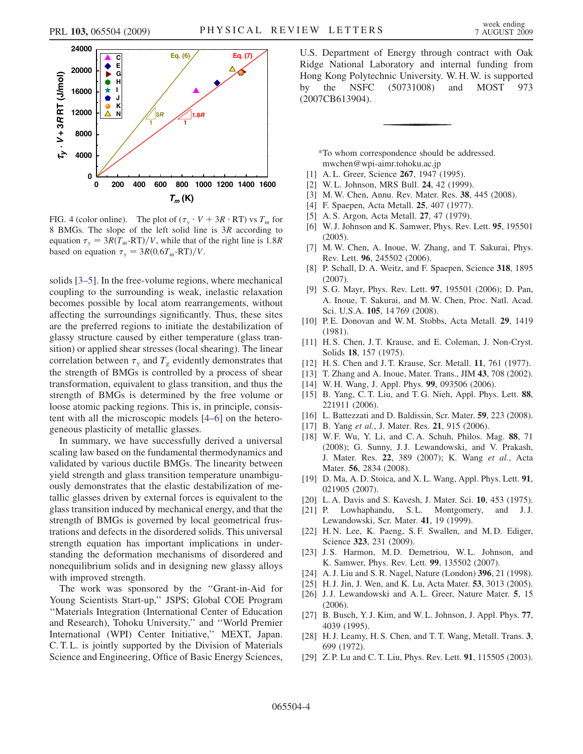24000
20000
16000
12000
8000
4000
0
0 200 400 600 800 1000 1200 1400 1600

$\tau_y \cdot V + 3R\,RT$ (J/mol)

$T_m$ (K)

C
E
G
H
I
J
K
N

Eq. (6)
Eq. (7)
3R
1
1.8R
1

FIG. 4 (color online). The plot of ($\tau_y \cdot V + 3R \cdot \mathrm{RT}$) vs $T_m$ for 8 BMGs. The slope of the left solid line is $3R$ according to equation $\tau_y = 3R(T_m\text{-RT})/V$, while that of the right line is $1.8R$ based on equation $\tau_y = 3R(0.6T_m\text{-RT})/V$.

solids [3–5]. In the free-volume regions, where mechanical coupling to the surrounding is weak, inelastic relaxation becomes possible by local atom rearrangements, without affecting the surroundings significantly. Thus, these sites are the preferred regions to initiate the destabilization of glassy structure caused by either temperature (glass transition) or applied shear stresses (local shearing). The linear correlation between $\tau_y$ and $T_g$ evidently demonstrates that the strength of BMGs is controlled by a process of shear transformation, equivalent to glass transition, and thus the strength of BMGs is determined by the free volume or loose atomic packing regions. This is, in principle, consistent with all the microscopic models [4–6] on the heterogeneous plasticity of metallic glasses.

In summary, we have successfully derived a universal scaling law based on the fundamental thermodynamics and validated by various ductile BMGs. The linearity between yield strength and glass transition temperature unambiguously demonstrates that the elastic destabilization of metallic glasses driven by external forces is equivalent to the glass transition induced by mechanical energy, and that the strength of BMGs is governed by local geometrical frustrations and defects in the disordered solids. This universal strength equation has important implications in understanding the deformation mechanisms of disordered and nonequilibrium solids and in designing new glassy alloys with improved strength.

The work was sponsored by the "Grant-in-Aid for Young Scientists Start-up," JSPS; Global COE Program "Materials Integration (International Center of Education and Research), Tohoku University," and "World Premier International (WPI) Center Initiative," MEXT, Japan. C. T. L. is jointly supported by the Division of Materials Science and Engineering, Office of Basic Energy Sciences, U.S. Department of Energy through contract with Oak Ridge National Laboratory and internal funding from Hong Kong Polytechnic University. W. H. W. is supported by the NSFC (50731008) and MOST 973 (2007CB613904).

*To whom correspondence should be addressed. mwchen@wpi-aimr.tohoku.ac.jp

[1] A. L. Greer, Science **267**, 1947 (1995).
[2] W. L. Johnson, MRS Bull. **24**, 42 (1999).
[3] M. W. Chen, Annu. Rev. Mater. Res. **38**, 445 (2008).
[4] F. Spaepen, Acta Metall. **25**, 407 (1977).
[5] A. S. Argon, Acta Metall. **27**, 47 (1979).
[6] W. J. Johnson and K. Samwer, Phys. Rev. Lett. **95**, 195501 (2005).
[7] M. W. Chen, A. Inoue, W. Zhang, and T. Sakurai, Phys. Rev. Lett. **96**, 245502 (2006).
[8] P. Schall, D. A. Weitz, and F. Spaepen, Science **318**, 1895 (2007).
[9] S. G. Mayr, Phys. Rev. Lett. **97**, 195501 (2006); D. Pan, A. Inoue, T. Sakurai, and M. W. Chen, Proc. Natl. Acad. Sci. U.S.A. **105**, 14 769 (2008).
[10] P. E. Donovan and W. M. Stobbs, Acta Metall. **29**, 1419 (1981).
[11] H. S. Chen, J. T. Krause, and E. Coleman, J. Non-Cryst. Solids **18**, 157 (1975).
[12] H. S. Chen and J. T. Krause, Scr. Metall. **11**, 761 (1977).
[13] T. Zhang and A. Inoue, Mater. Trans., JIM **43**, 708 (2002).
[14] W. H. Wang, J. Appl. Phys. **99**, 093506 (2006).
[15] B. Yang, C. T. Liu, and T. G. Nieh, Appl. Phys. Lett. **88**, 221911 (2006).
[16] L. Battezzati and D. Baldissin, Scr. Mater. **59**, 223 (2008).
[17] B. Yang *et al.*, J. Mater. Res. **21**, 915 (2006).
[18] W. F. Wu, Y. Li, and C. A. Schuh, Philos. Mag. **88**, 71 (2008); G. Sunny, J. J. Lewandowski, and V. Prakash, J. Mater. Res. **22**, 389 (2007); K. Wang *et al.*, Acta Mater. **56**, 2834 (2008).
[19] D. Ma, A. D. Stoica, and X. L. Wang, Appl. Phys. Lett. **91**, 021905 (2007).
[20] L. A. Davis and S. Kavesh, J. Mater. Sci. **10**, 453 (1975).
[21] P. Lowhaphandu, S. L. Montgomery, and J. J. Lewandowski, Scr. Mater. **41**, 19 (1999).
[22] H. N. Lee, K. Paeng, S. F. Swallen, and M. D. Ediger, Science **323**, 231 (2009).
[23] J. S. Harmon, M. D. Demetriou, W. L. Johnson, and K. Samwer, Phys. Rev. Lett. **99**, 135502 (2007).
[24] A. J. Liu and S. R. Nagel, Nature (London) **396**, 21 (1998).
[25] H. J. Jin, J. Wen, and K. Lu, Acta Mater. **53**, 3013 (2005).
[26] J. J. Lewandowski and A. L. Greer, Nature Mater. **5**, 15 (2006).
[27] B. Busch, Y. J. Kim, and W. L. Johnson, J. Appl. Phys. **77**, 4039 (1995).
[28] H. J. Leamy, H. S. Chen, and T. T. Wang, Metall. Trans. **3**, 699 (1972).
[29] Z. P. Lu and C. T. Liu, Phys. Rev. Lett. **91**, 115505 (2003).